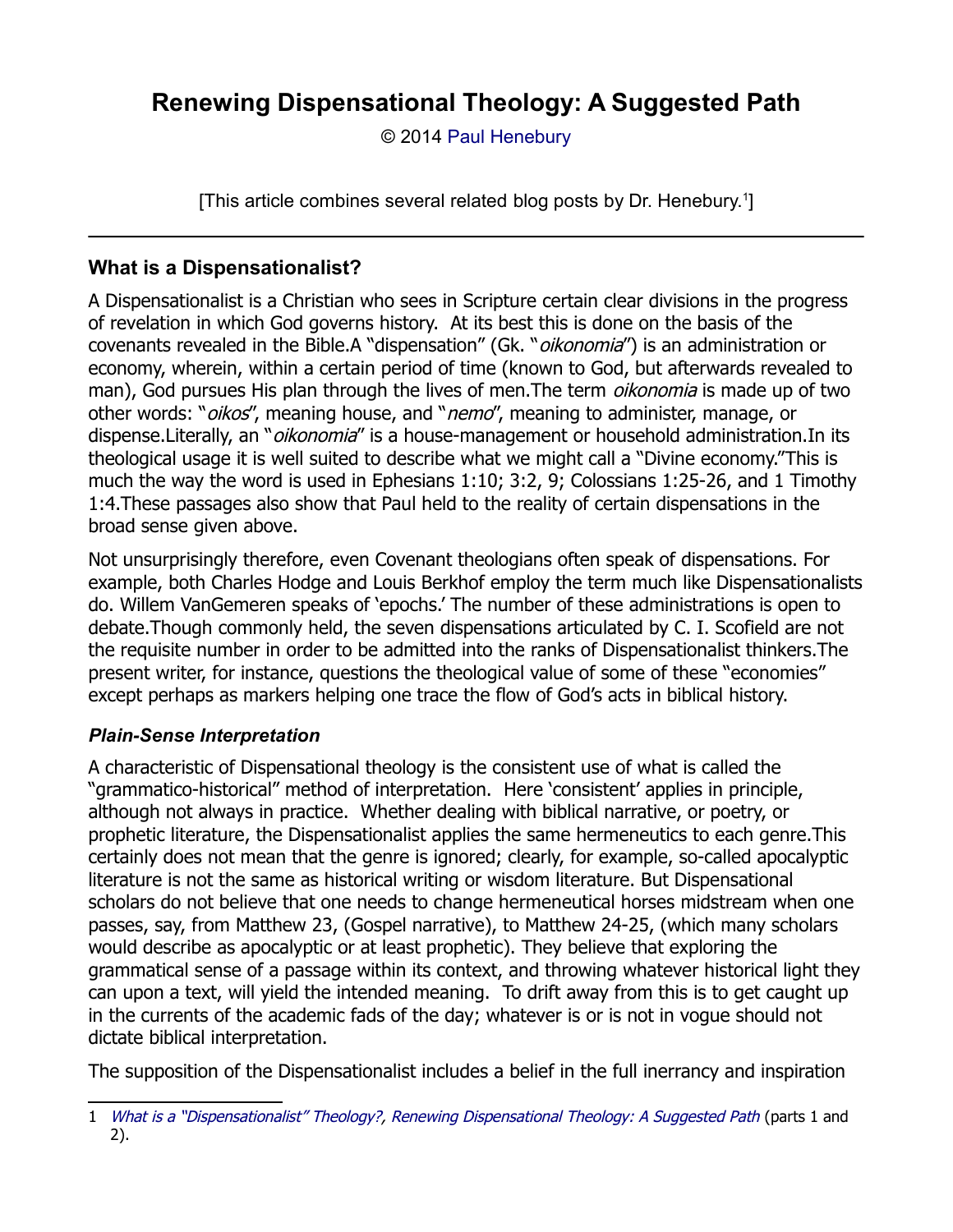# Renewing Dispensational Theology: A Suggested Path

© 2014 Paul Henebury

[This article combines several related blog posts by Dr. Henebury.[1]]

---

## What is a Dispensationalist?

A Dispensationalist is a Christian who sees in Scripture certain clear divisions in the progress of revelation in which God governs history. At its best this is done on the basis of the covenants revealed in the Bible.A "dispensation" (Gk. "*oikonomia*") is an administration or economy, wherein, within a certain period of time (known to God, but afterwards revealed to man), God pursues His plan through the lives of men.The term *oikonomia* is made up of two other words: "*oikos*", meaning house, and "*nemo*", meaning to administer, manage, or dispense.Literally, an "*oikonomia*" is a house-management or household administration.In its theological usage it is well suited to describe what we might call a "Divine economy."This is much the way the word is used in Ephesians 1:10; 3:2, 9; Colossians 1:25-26, and 1 Timothy 1:4.These passages also show that Paul held to the reality of certain dispensations in the broad sense given above.

Not unsurprisingly therefore, even Covenant theologians often speak of dispensations. For example, both Charles Hodge and Louis Berkhof employ the term much like Dispensationalists do. Willem VanGemeren speaks of 'epochs.' The number of these administrations is open to debate.Though commonly held, the seven dispensations articulated by C. I. Scofield are not the requisite number in order to be admitted into the ranks of Dispensationalist thinkers.The present writer, for instance, questions the theological value of some of these "economies" except perhaps as markers helping one trace the flow of God's acts in biblical history.

### *Plain-Sense Interpretation*

A characteristic of Dispensational theology is the consistent use of what is called the "grammatico-historical" method of interpretation. Here 'consistent' applies in principle, although not always in practice. Whether dealing with biblical narrative, or poetry, or prophetic literature, the Dispensationalist applies the same hermeneutics to each genre.This certainly does not mean that the genre is ignored; clearly, for example, so-called apocalyptic literature is not the same as historical writing or wisdom literature. But Dispensational scholars do not believe that one needs to change hermeneutical horses midstream when one passes, say, from Matthew 23, (Gospel narrative), to Matthew 24-25, (which many scholars would describe as apocalyptic or at least prophetic). They believe that exploring the grammatical sense of a passage within its context, and throwing whatever historical light they can upon a text, will yield the intended meaning. To drift away from this is to get caught up in the currents of the academic fads of the day; whatever is or is not in vogue should not dictate biblical interpretation.

The supposition of the Dispensationalist includes a belief in the full inerrancy and inspiration

---

[1] *What is a "Dispensationalist" Theology?, Renewing Dispensational Theology: A Suggested Path* (parts 1 and 2).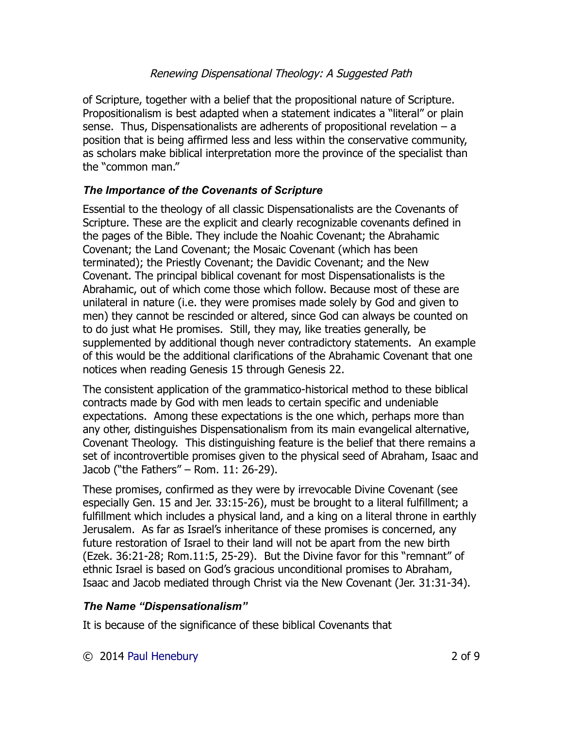of Scripture, together with a belief that the propositional nature of Scripture. Propositionalism is best adapted when a statement indicates a "literal" or plain sense. Thus, Dispensationalists are adherents of propositional revelation – a position that is being affirmed less and less within the conservative community, as scholars make biblical interpretation more the province of the specialist than the "common man."

### *The Importance of the Covenants of Scripture*

Essential to the theology of all classic Dispensationalists are the Covenants of Scripture. These are the explicit and clearly recognizable covenants defined in the pages of the Bible. They include the Noahic Covenant; the Abrahamic Covenant; the Land Covenant; the Mosaic Covenant (which has been terminated); the Priestly Covenant; the Davidic Covenant; and the New Covenant. The principal biblical covenant for most Dispensationalists is the Abrahamic, out of which come those which follow. Because most of these are unilateral in nature (i.e. they were promises made solely by God and given to men) they cannot be rescinded or altered, since God can always be counted on to do just what He promises. Still, they may, like treaties generally, be supplemented by additional though never contradictory statements. An example of this would be the additional clarifications of the Abrahamic Covenant that one notices when reading Genesis 15 through Genesis 22.

The consistent application of the grammatico-historical method to these biblical contracts made by God with men leads to certain specific and undeniable expectations. Among these expectations is the one which, perhaps more than any other, distinguishes Dispensationalism from its main evangelical alternative, Covenant Theology. This distinguishing feature is the belief that there remains a set of incontrovertible promises given to the physical seed of Abraham, Isaac and Jacob ("the Fathers" – Rom. 11: 26-29).

These promises, confirmed as they were by irrevocable Divine Covenant (see especially Gen. 15 and Jer. 33:15-26), must be brought to a literal fulfillment; a fulfillment which includes a physical land, and a king on a literal throne in earthly Jerusalem. As far as Israel's inheritance of these promises is concerned, any future restoration of Israel to their land will not be apart from the new birth (Ezek. 36:21-28; Rom.11:5, 25-29). But the Divine favor for this "remnant" of ethnic Israel is based on God's gracious unconditional promises to Abraham, Isaac and Jacob mediated through Christ via the New Covenant (Jer. 31:31-34).

### *The Name "Dispensationalism"*

It is because of the significance of these biblical Covenants that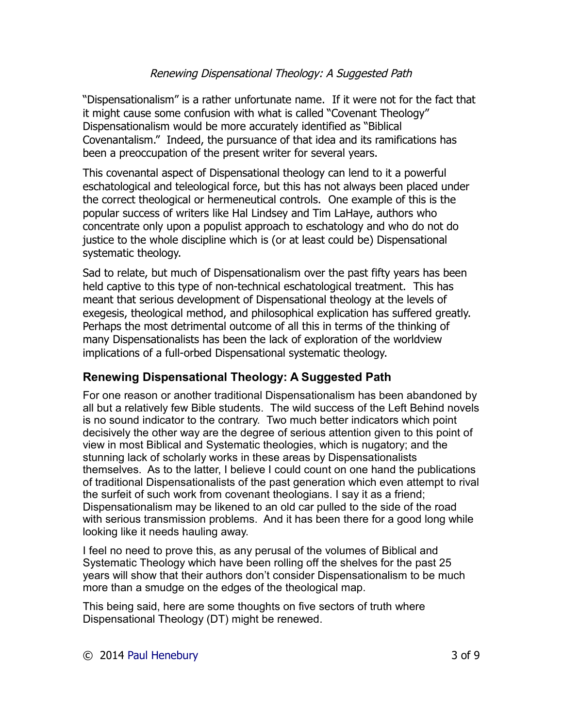"Dispensationalism" is a rather unfortunate name. If it were not for the fact that it might cause some confusion with what is called "Covenant Theology" Dispensationalism would be more accurately identified as "Biblical Covenantalism." Indeed, the pursuance of that idea and its ramifications has been a preoccupation of the present writer for several years.

This covenantal aspect of Dispensational theology can lend to it a powerful eschatological and teleological force, but this has not always been placed under the correct theological or hermeneutical controls. One example of this is the popular success of writers like Hal Lindsey and Tim LaHaye, authors who concentrate only upon a populist approach to eschatology and who do not do justice to the whole discipline which is (or at least could be) Dispensational systematic theology.

Sad to relate, but much of Dispensationalism over the past fifty years has been held captive to this type of non-technical eschatological treatment. This has meant that serious development of Dispensational theology at the levels of exegesis, theological method, and philosophical explication has suffered greatly. Perhaps the most detrimental outcome of all this in terms of the thinking of many Dispensationalists has been the lack of exploration of the worldview implications of a full-orbed Dispensational systematic theology.

## Renewing Dispensational Theology: A Suggested Path

For one reason or another traditional Dispensationalism has been abandoned by all but a relatively few Bible students. The wild success of the Left Behind novels is no sound indicator to the contrary. Two much better indicators which point decisively the other way are the degree of serious attention given to this point of view in most Biblical and Systematic theologies, which is nugatory; and the stunning lack of scholarly works in these areas by Dispensationalists themselves. As to the latter, I believe I could count on one hand the publications of traditional Dispensationalists of the past generation which even attempt to rival the surfeit of such work from covenant theologians. I say it as a friend; Dispensationalism may be likened to an old car pulled to the side of the road with serious transmission problems. And it has been there for a good long while looking like it needs hauling away.

I feel no need to prove this, as any perusal of the volumes of Biblical and Systematic Theology which have been rolling off the shelves for the past 25 years will show that their authors don't consider Dispensationalism to be much more than a smudge on the edges of the theological map.

This being said, here are some thoughts on five sectors of truth where Dispensational Theology (DT) might be renewed.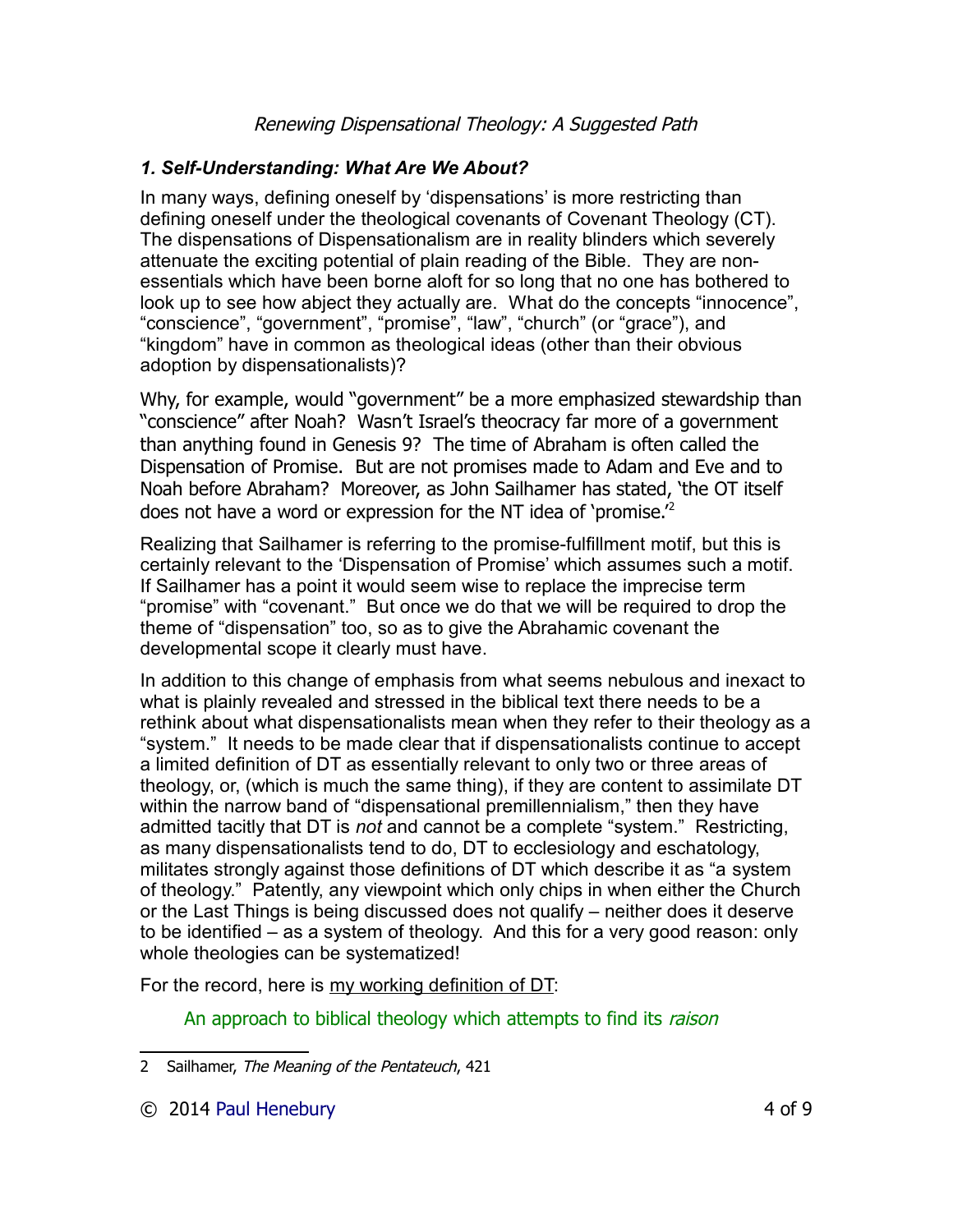## *1. Self-Understanding: What Are We About?*

In many ways, defining oneself by 'dispensations' is more restricting than defining oneself under the theological covenants of Covenant Theology (CT). The dispensations of Dispensationalism are in reality blinders which severely attenuate the exciting potential of plain reading of the Bible. They are non-essentials which have been borne aloft for so long that no one has bothered to look up to see how abject they actually are. What do the concepts "innocence", "conscience", "government", "promise", "law", "church" (or "grace"), and "kingdom" have in common as theological ideas (other than their obvious adoption by dispensationalists)?

Why, for example, would "government" be a more emphasized stewardship than "conscience" after Noah? Wasn't Israel's theocracy far more of a government than anything found in Genesis 9? The time of Abraham is often called the Dispensation of Promise. But are not promises made to Adam and Eve and to Noah before Abraham? Moreover, as John Sailhamer has stated, 'the OT itself does not have a word or expression for the NT idea of 'promise.'[2]

Realizing that Sailhamer is referring to the promise-fulfillment motif, but this is certainly relevant to the 'Dispensation of Promise' which assumes such a motif. If Sailhamer has a point it would seem wise to replace the imprecise term "promise" with "covenant." But once we do that we will be required to drop the theme of "dispensation" too, so as to give the Abrahamic covenant the developmental scope it clearly must have.

In addition to this change of emphasis from what seems nebulous and inexact to what is plainly revealed and stressed in the biblical text there needs to be a rethink about what dispensationalists mean when they refer to their theology as a "system." It needs to be made clear that if dispensationalists continue to accept a limited definition of DT as essentially relevant to only two or three areas of theology, or, (which is much the same thing), if they are content to assimilate DT within the narrow band of "dispensational premillennialism," then they have admitted tacitly that DT is *not* and cannot be a complete "system." Restricting, as many dispensationalists tend to do, DT to ecclesiology and eschatology, militates strongly against those definitions of DT which describe it as "a system of theology." Patently, any viewpoint which only chips in when either the Church or the Last Things is being discussed does not qualify – neither does it deserve to be identified – as a system of theology. And this for a very good reason: only whole theologies can be systematized!

For the record, here is my working definition of DT:

An approach to biblical theology which attempts to find its *raison*

---

2 Sailhamer, *The Meaning of the Pentateuch*, 421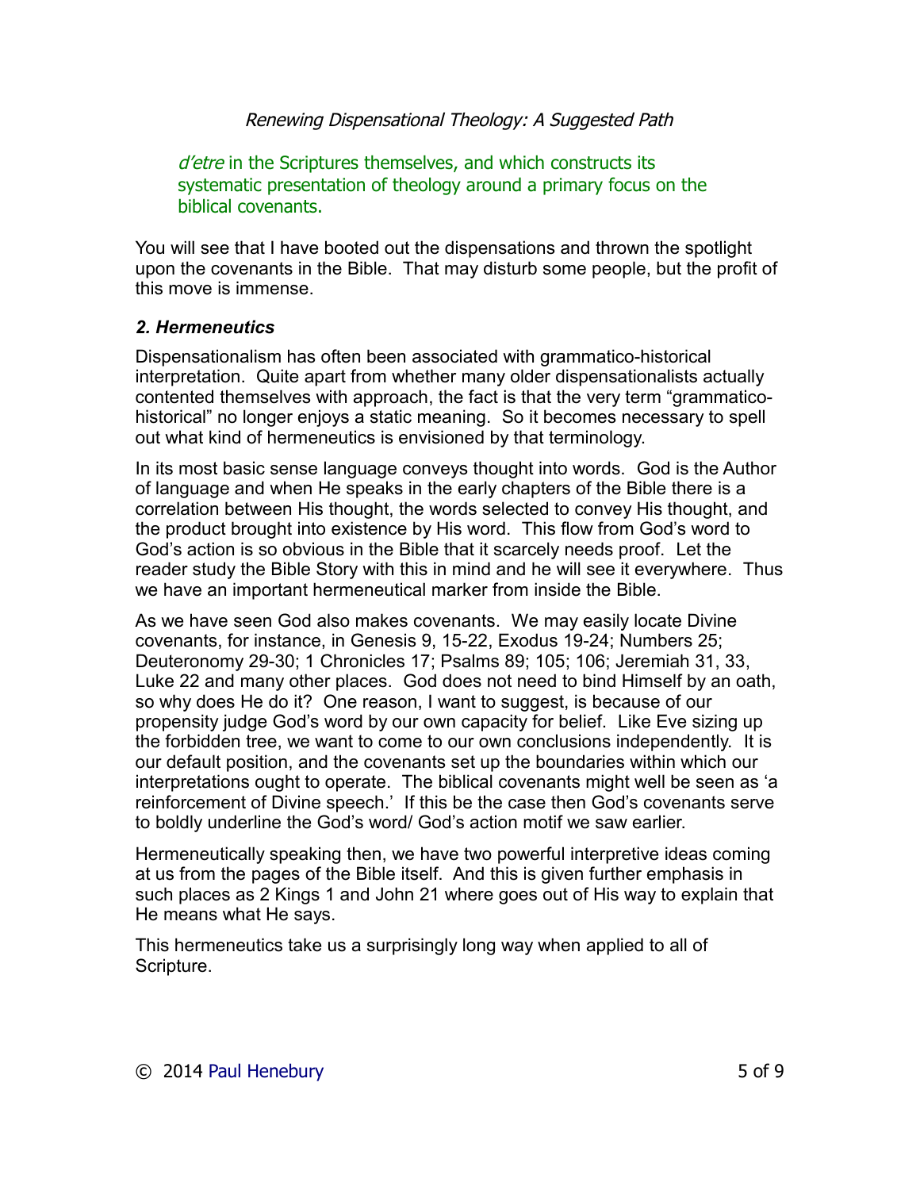*d'etre* in the Scriptures themselves, and which constructs its systematic presentation of theology around a primary focus on the biblical covenants.

You will see that I have booted out the dispensations and thrown the spotlight upon the covenants in the Bible. That may disturb some people, but the profit of this move is immense.

### *2. Hermeneutics*

Dispensationalism has often been associated with grammatico-historical interpretation. Quite apart from whether many older dispensationalists actually contented themselves with approach, the fact is that the very term "grammatico-historical" no longer enjoys a static meaning. So it becomes necessary to spell out what kind of hermeneutics is envisioned by that terminology.

In its most basic sense language conveys thought into words. God is the Author of language and when He speaks in the early chapters of the Bible there is a correlation between His thought, the words selected to convey His thought, and the product brought into existence by His word. This flow from God's word to God's action is so obvious in the Bible that it scarcely needs proof. Let the reader study the Bible Story with this in mind and he will see it everywhere. Thus we have an important hermeneutical marker from inside the Bible.

As we have seen God also makes covenants. We may easily locate Divine covenants, for instance, in Genesis 9, 15-22, Exodus 19-24; Numbers 25; Deuteronomy 29-30; 1 Chronicles 17; Psalms 89; 105; 106; Jeremiah 31, 33, Luke 22 and many other places. God does not need to bind Himself by an oath, so why does He do it? One reason, I want to suggest, is because of our propensity judge God's word by our own capacity for belief. Like Eve sizing up the forbidden tree, we want to come to our own conclusions independently. It is our default position, and the covenants set up the boundaries within which our interpretations ought to operate. The biblical covenants might well be seen as 'a reinforcement of Divine speech.' If this be the case then God's covenants serve to boldly underline the God's word/ God's action motif we saw earlier.

Hermeneutically speaking then, we have two powerful interpretive ideas coming at us from the pages of the Bible itself. And this is given further emphasis in such places as 2 Kings 1 and John 21 where goes out of His way to explain that He means what He says.

This hermeneutics take us a surprisingly long way when applied to all of Scripture.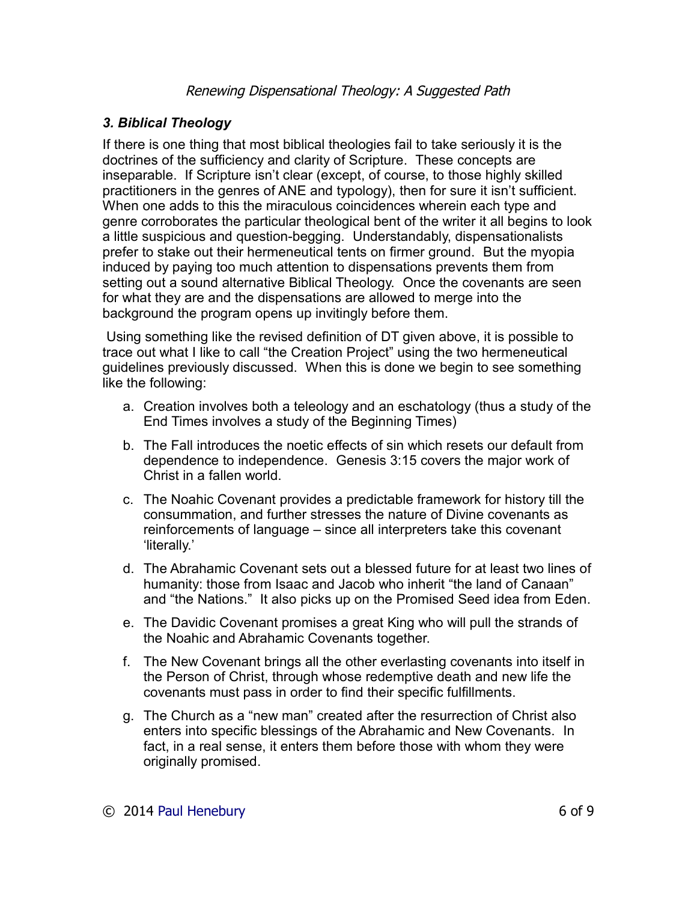### *3. Biblical Theology*

If there is one thing that most biblical theologies fail to take seriously it is the doctrines of the sufficiency and clarity of Scripture. These concepts are inseparable. If Scripture isn't clear (except, of course, to those highly skilled practitioners in the genres of ANE and typology), then for sure it isn't sufficient. When one adds to this the miraculous coincidences wherein each type and genre corroborates the particular theological bent of the writer it all begins to look a little suspicious and question-begging. Understandably, dispensationalists prefer to stake out their hermeneutical tents on firmer ground. But the myopia induced by paying too much attention to dispensations prevents them from setting out a sound alternative Biblical Theology. Once the covenants are seen for what they are and the dispensations are allowed to merge into the background the program opens up invitingly before them.

Using something like the revised definition of DT given above, it is possible to trace out what I like to call "the Creation Project" using the two hermeneutical guidelines previously discussed. When this is done we begin to see something like the following:

a. Creation involves both a teleology and an eschatology (thus a study of the End Times involves a study of the Beginning Times)

b. The Fall introduces the noetic effects of sin which resets our default from dependence to independence. Genesis 3:15 covers the major work of Christ in a fallen world.

c. The Noahic Covenant provides a predictable framework for history till the consummation, and further stresses the nature of Divine covenants as reinforcements of language – since all interpreters take this covenant 'literally.'

d. The Abrahamic Covenant sets out a blessed future for at least two lines of humanity: those from Isaac and Jacob who inherit "the land of Canaan" and "the Nations." It also picks up on the Promised Seed idea from Eden.

e. The Davidic Covenant promises a great King who will pull the strands of the Noahic and Abrahamic Covenants together.

f. The New Covenant brings all the other everlasting covenants into itself in the Person of Christ, through whose redemptive death and new life the covenants must pass in order to find their specific fulfillments.

g. The Church as a "new man" created after the resurrection of Christ also enters into specific blessings of the Abrahamic and New Covenants. In fact, in a real sense, it enters them before those with whom they were originally promised.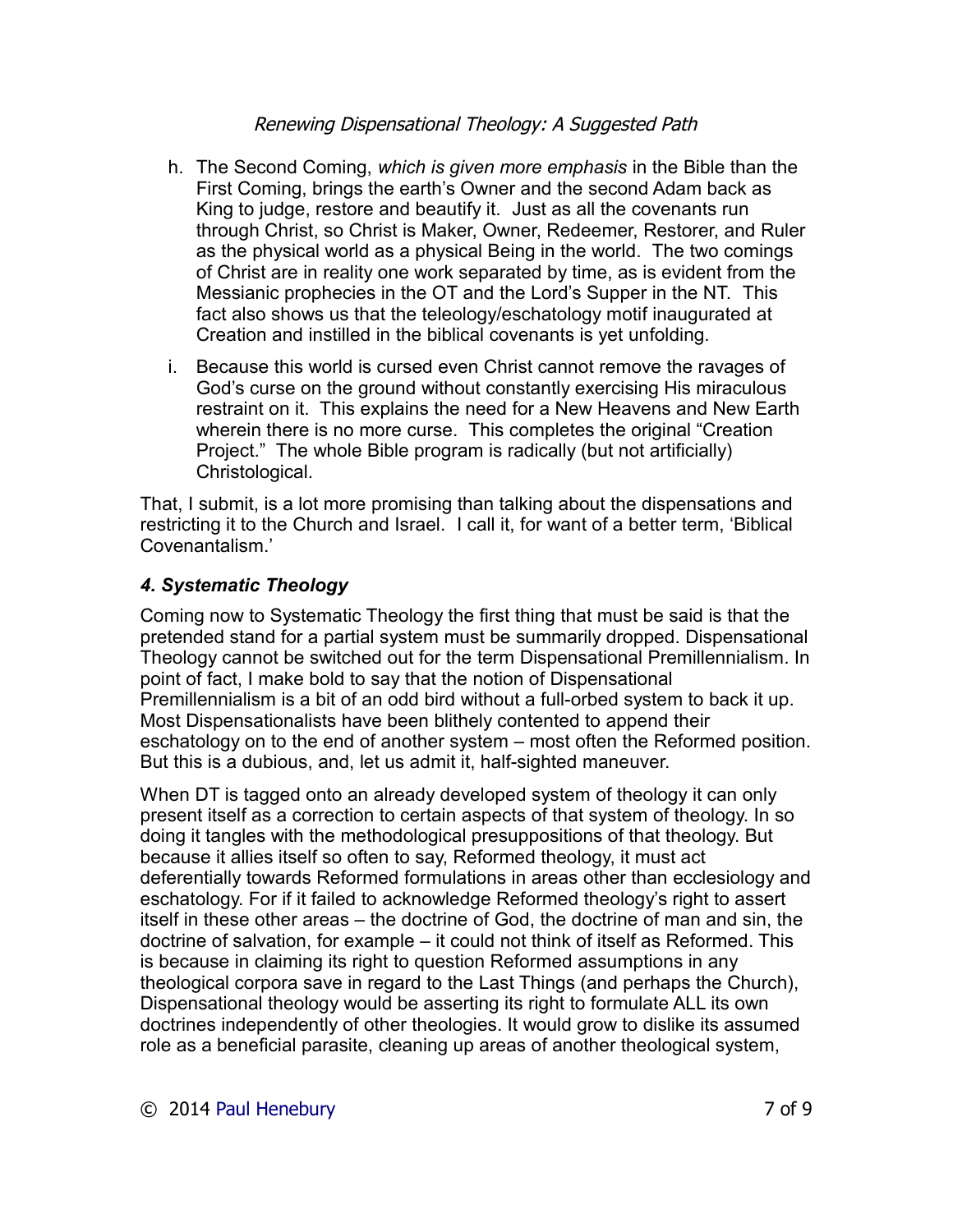h. The Second Coming, *which is given more emphasis* in the Bible than the First Coming, brings the earth's Owner and the second Adam back as King to judge, restore and beautify it. Just as all the covenants run through Christ, so Christ is Maker, Owner, Redeemer, Restorer, and Ruler as the physical world as a physical Being in the world. The two comings of Christ are in reality one work separated by time, as is evident from the Messianic prophecies in the OT and the Lord's Supper in the NT. This fact also shows us that the teleology/eschatology motif inaugurated at Creation and instilled in the biblical covenants is yet unfolding.

i. Because this world is cursed even Christ cannot remove the ravages of God's curse on the ground without constantly exercising His miraculous restraint on it. This explains the need for a New Heavens and New Earth wherein there is no more curse. This completes the original "Creation Project." The whole Bible program is radically (but not artificially) Christological.

That, I submit, is a lot more promising than talking about the dispensations and restricting it to the Church and Israel. I call it, for want of a better term, 'Biblical Covenantalism.'

### *4. Systematic Theology*

Coming now to Systematic Theology the first thing that must be said is that the pretended stand for a partial system must be summarily dropped. Dispensational Theology cannot be switched out for the term Dispensational Premillennialism. In point of fact, I make bold to say that the notion of Dispensational Premillennialism is a bit of an odd bird without a full-orbed system to back it up. Most Dispensationalists have been blithely contented to append their eschatology on to the end of another system – most often the Reformed position. But this is a dubious, and, let us admit it, half-sighted maneuver.

When DT is tagged onto an already developed system of theology it can only present itself as a correction to certain aspects of that system of theology. In so doing it tangles with the methodological presuppositions of that theology. But because it allies itself so often to say, Reformed theology, it must act deferentially towards Reformed formulations in areas other than ecclesiology and eschatology. For if it failed to acknowledge Reformed theology's right to assert itself in these other areas – the doctrine of God, the doctrine of man and sin, the doctrine of salvation, for example – it could not think of itself as Reformed. This is because in claiming its right to question Reformed assumptions in any theological corpora save in regard to the Last Things (and perhaps the Church), Dispensational theology would be asserting its right to formulate ALL its own doctrines independently of other theologies. It would grow to dislike its assumed role as a beneficial parasite, cleaning up areas of another theological system,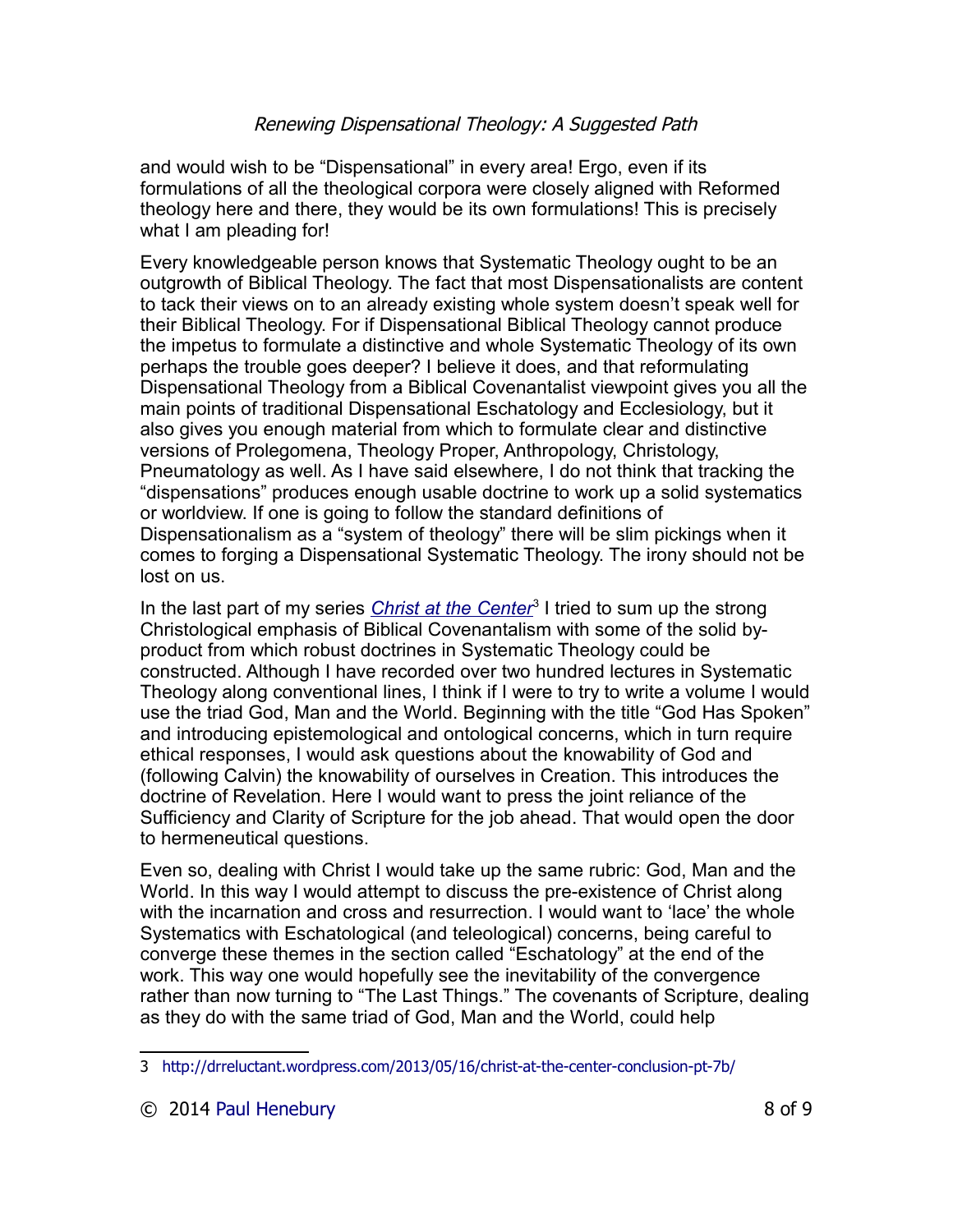and would wish to be "Dispensational" in every area! Ergo, even if its formulations of all the theological corpora were closely aligned with Reformed theology here and there, they would be its own formulations! This is precisely what I am pleading for!

Every knowledgeable person knows that Systematic Theology ought to be an outgrowth of Biblical Theology. The fact that most Dispensationalists are content to tack their views on to an already existing whole system doesn't speak well for their Biblical Theology. For if Dispensational Biblical Theology cannot produce the impetus to formulate a distinctive and whole Systematic Theology of its own perhaps the trouble goes deeper? I believe it does, and that reformulating Dispensational Theology from a Biblical Covenantalist viewpoint gives you all the main points of traditional Dispensational Eschatology and Ecclesiology, but it also gives you enough material from which to formulate clear and distinctive versions of Prolegomena, Theology Proper, Anthropology, Christology, Pneumatology as well. As I have said elsewhere, I do not think that tracking the "dispensations" produces enough usable doctrine to work up a solid systematics or worldview. If one is going to follow the standard definitions of Dispensationalism as a "system of theology" there will be slim pickings when it comes to forging a Dispensational Systematic Theology. The irony should not be lost on us.

In the last part of my series *Christ at the Center*[3] I tried to sum up the strong Christological emphasis of Biblical Covenantalism with some of the solid by-product from which robust doctrines in Systematic Theology could be constructed. Although I have recorded over two hundred lectures in Systematic Theology along conventional lines, I think if I were to try to write a volume I would use the triad God, Man and the World. Beginning with the title "God Has Spoken" and introducing epistemological and ontological concerns, which in turn require ethical responses, I would ask questions about the knowability of God and (following Calvin) the knowability of ourselves in Creation. This introduces the doctrine of Revelation. Here I would want to press the joint reliance of the Sufficiency and Clarity of Scripture for the job ahead. That would open the door to hermeneutical questions.

Even so, dealing with Christ I would take up the same rubric: God, Man and the World. In this way I would attempt to discuss the pre-existence of Christ along with the incarnation and cross and resurrection. I would want to 'lace' the whole Systematics with Eschatological (and teleological) concerns, being careful to converge these themes in the section called "Eschatology" at the end of the work. This way one would hopefully see the inevitability of the convergence rather than now turning to "The Last Things." The covenants of Scripture, dealing as they do with the same triad of God, Man and the World, could help

3 http://drreluctant.wordpress.com/2013/05/16/christ-at-the-center-conclusion-pt-7b/

© 2014 Paul Henebury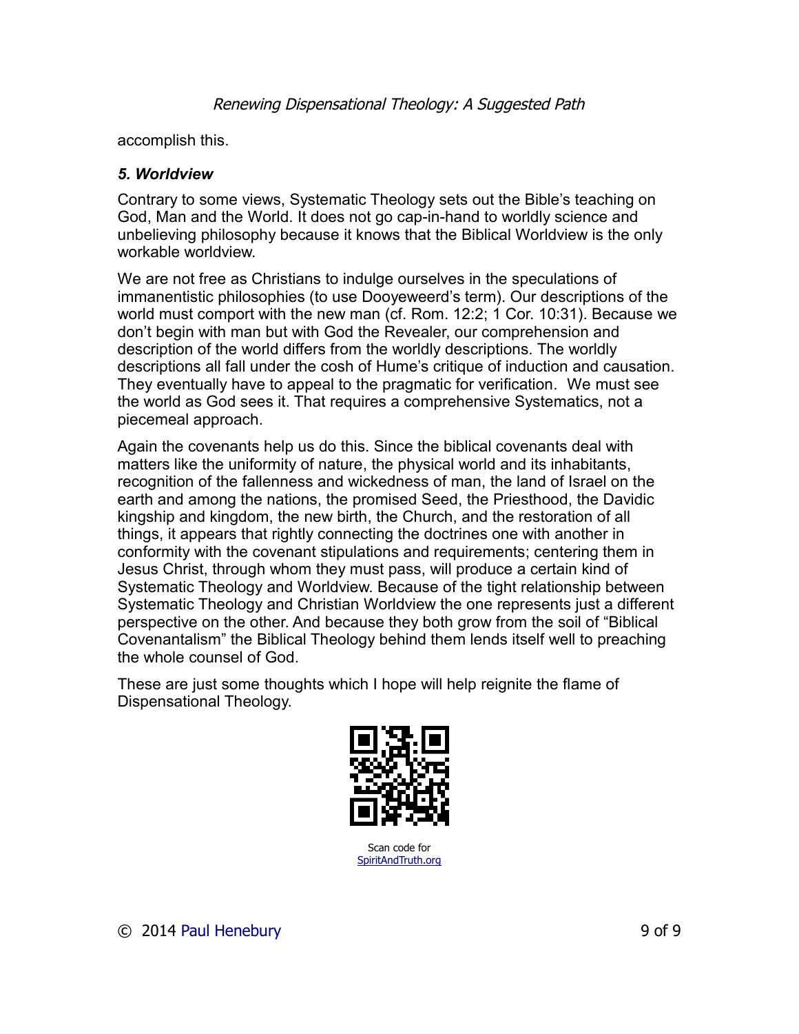accomplish this.

### *5. Worldview*

Contrary to some views, Systematic Theology sets out the Bible's teaching on God, Man and the World. It does not go cap-in-hand to worldly science and unbelieving philosophy because it knows that the Biblical Worldview is the only workable worldview.

We are not free as Christians to indulge ourselves in the speculations of immanentistic philosophies (to use Dooyeweerd's term). Our descriptions of the world must comport with the new man (cf. Rom. 12:2; 1 Cor. 10:31). Because we don't begin with man but with God the Revealer, our comprehension and description of the world differs from the worldly descriptions. The worldly descriptions all fall under the cosh of Hume's critique of induction and causation. They eventually have to appeal to the pragmatic for verification. We must see the world as God sees it. That requires a comprehensive Systematics, not a piecemeal approach.

Again the covenants help us do this. Since the biblical covenants deal with matters like the uniformity of nature, the physical world and its inhabitants, recognition of the fallenness and wickedness of man, the land of Israel on the earth and among the nations, the promised Seed, the Priesthood, the Davidic kingship and kingdom, the new birth, the Church, and the restoration of all things, it appears that rightly connecting the doctrines one with another in conformity with the covenant stipulations and requirements; centering them in Jesus Christ, through whom they must pass, will produce a certain kind of Systematic Theology and Worldview. Because of the tight relationship between Systematic Theology and Christian Worldview the one represents just a different perspective on the other. And because they both grow from the soil of "Biblical Covenantalism" the Biblical Theology behind them lends itself well to preaching the whole counsel of God.

These are just some thoughts which I hope will help reignite the flame of Dispensational Theology.

Scan code for SpiritAndTruth.org

© 2014 Paul Henebury